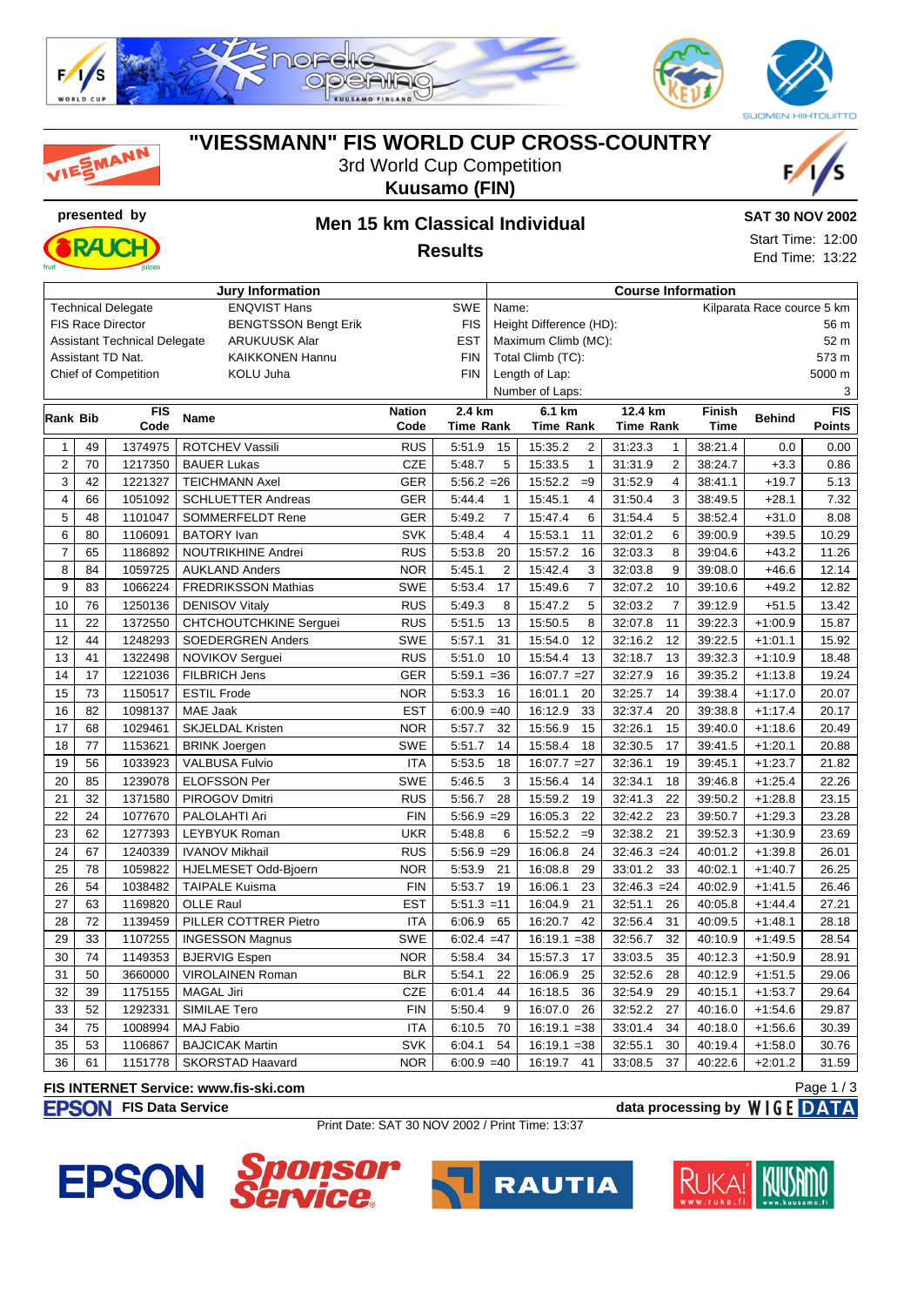# "VIESSMANN" FIS WORLD CUP CROSS-COUNTRY

3rd World Cup Competition

**Kuusamo (FIN)**

presented by

## Men 15 km Classical Individual

### Results

**SAT 30 NOV 2002**

Start Time: 12:00

End Time: 13:22

| Jury Information | | |
|---|---|---|
| Technical Delegate | ENQVIST Hans | SWE |
| FIS Race Director | BENGTSSON Bengt Erik | FIS |
| Assistant Technical Delegate | ARUKUUSK Alar | EST |
| Assistant TD Nat. | KAIKKONEN Hannu | FIN |
| Chief of Competition | KOLU Juha | FIN |

| Course Information | |
|---|---|
| Name: | Kilparata Race cource 5 km |
| Height Difference (HD): | 56 m |
| Maximum Climb (MC): | 52 m |
| Total Climb (TC): | 573 m |
| Length of Lap: | 5000 m |
| Number of Laps: | 3 |

| Rank | Bib | FIS Code | Name | Nation Code | 2.4 km Time | Rank | 6.1 km Time | Rank | 12.4 km Time | Rank | Finish Time | Behind | FIS Points |
|---|---|---|---|---|---|---|---|---|---|---|---|---|---|
| 1 | 49 | 1374975 | ROTCHEV Vassili | RUS | 5:51.9 | 15 | 15:35.2 | 2 | 31:23.3 | 1 | 38:21.4 | 0.0 | 0.00 |
| 2 | 70 | 1217350 | BAUER Lukas | CZE | 5:48.7 | 5 | 15:33.5 | 1 | 31:31.9 | 2 | 38:24.7 | +3.3 | 0.86 |
| 3 | 42 | 1221327 | TEICHMANN Axel | GER | 5:56.2 | =26 | 15:52.2 | =9 | 31:52.9 | 4 | 38:41.1 | +19.7 | 5.13 |
| 4 | 66 | 1051092 | SCHLUETTER Andreas | GER | 5:44.4 | 1 | 15:45.1 | 4 | 31:50.4 | 3 | 38:49.5 | +28.1 | 7.32 |
| 5 | 48 | 1101047 | SOMMERFELDT Rene | GER | 5:49.2 | 7 | 15:47.4 | 6 | 31:54.4 | 5 | 38:52.4 | +31.0 | 8.08 |
| 6 | 80 | 1106091 | BATORY Ivan | SVK | 5:48.4 | 4 | 15:53.1 | 11 | 32:01.2 | 6 | 39:00.9 | +39.5 | 10.29 |
| 7 | 65 | 1186892 | NOUTRIKHINE Andrei | RUS | 5:53.8 | 20 | 15:57.2 | 16 | 32:03.3 | 8 | 39:04.6 | +43.2 | 11.26 |
| 8 | 84 | 1059725 | AUKLAND Anders | NOR | 5:45.1 | 2 | 15:42.4 | 3 | 32:03.8 | 9 | 39:08.0 | +46.6 | 12.14 |
| 9 | 83 | 1066224 | FREDRIKSSON Mathias | SWE | 5:53.4 | 17 | 15:49.6 | 7 | 32:07.2 | 10 | 39:10.6 | +49.2 | 12.82 |
| 10 | 76 | 1250136 | DENISOV Vitaly | RUS | 5:49.3 | 8 | 15:47.2 | 5 | 32:03.2 | 7 | 39:12.9 | +51.5 | 13.42 |
| 11 | 22 | 1372550 | CHTCHOUTCHKINE Serguei | RUS | 5:51.5 | 13 | 15:50.5 | 8 | 32:07.8 | 11 | 39:22.3 | +1:00.9 | 15.87 |
| 12 | 44 | 1248293 | SOEDERGREN Anders | SWE | 5:57.1 | 31 | 15:54.0 | 12 | 32:16.2 | 12 | 39:22.5 | +1:01.1 | 15.92 |
| 13 | 41 | 1322498 | NOVIKOV Serguei | RUS | 5:51.0 | 10 | 15:54.4 | 13 | 32:18.7 | 13 | 39:32.3 | +1:10.9 | 18.48 |
| 14 | 17 | 1221036 | FILBRICH Jens | GER | 5:59.1 | =36 | 16:07.7 | =27 | 32:27.9 | 16 | 39:35.2 | +1:13.8 | 19.24 |
| 15 | 73 | 1150517 | ESTIL Frode | NOR | 5:53.3 | 16 | 16:01.1 | 20 | 32:25.7 | 14 | 39:38.4 | +1:17.0 | 20.07 |
| 16 | 82 | 1098137 | MAE Jaak | EST | 6:00.9 | =40 | 16:12.9 | 33 | 32:37.4 | 20 | 39:38.8 | +1:17.4 | 20.17 |
| 17 | 68 | 1029461 | SKJELDAL Kristen | NOR | 5:57.7 | 32 | 15:56.9 | 15 | 32:26.1 | 15 | 39:40.0 | +1:18.6 | 20.49 |
| 18 | 77 | 1153621 | BRINK Joergen | SWE | 5:51.7 | 14 | 15:58.4 | 18 | 32:30.5 | 17 | 39:41.5 | +1:20.1 | 20.88 |
| 19 | 56 | 1033923 | VALBUSA Fulvio | ITA | 5:53.5 | 18 | 16:07.7 | =27 | 32:36.1 | 19 | 39:45.1 | +1:23.7 | 21.82 |
| 20 | 85 | 1239078 | ELOFSSON Per | SWE | 5:46.5 | 3 | 15:56.4 | 14 | 32:34.1 | 18 | 39:46.8 | +1:25.4 | 22.26 |
| 21 | 32 | 1371580 | PIROGOV Dmitri | RUS | 5:56.7 | 28 | 15:59.2 | 19 | 32:41.3 | 22 | 39:50.2 | +1:28.8 | 23.15 |
| 22 | 24 | 1077670 | PALOLAHTI Ari | FIN | 5:56.9 | =29 | 16:05.3 | 22 | 32:42.2 | 23 | 39:50.7 | +1:29.3 | 23.28 |
| 23 | 62 | 1277393 | LEYBYUK Roman | UKR | 5:48.8 | 6 | 15:52.2 | =9 | 32:38.2 | 21 | 39:52.3 | +1:30.9 | 23.69 |
| 24 | 67 | 1240339 | IVANOV Mikhail | RUS | 5:56.9 | =29 | 16:06.8 | 24 | 32:46.3 | =24 | 40:01.2 | +1:39.8 | 26.01 |
| 25 | 78 | 1059822 | HJELMESET Odd-Bjoern | NOR | 5:53.9 | 21 | 16:08.8 | 29 | 33:01.2 | 33 | 40:02.1 | +1:40.7 | 26.25 |
| 26 | 54 | 1038482 | TAIPALE Kuisma | FIN | 5:53.7 | 19 | 16:06.1 | 23 | 32:46.3 | =24 | 40:02.9 | +1:41.5 | 26.46 |
| 27 | 63 | 1169820 | OLLE Raul | EST | 5:51.3 | =11 | 16:04.9 | 21 | 32:51.1 | 26 | 40:05.8 | +1:44.4 | 27.21 |
| 28 | 72 | 1139459 | PILLER COTTRER Pietro | ITA | 6:06.9 | 65 | 16:20.7 | 42 | 32:56.4 | 31 | 40:09.5 | +1:48.1 | 28.18 |
| 29 | 33 | 1107255 | INGESSON Magnus | SWE | 6:02.4 | =47 | 16:19.1 | =38 | 32:56.7 | 32 | 40:10.9 | +1:49.5 | 28.54 |
| 30 | 74 | 1149353 | BJERVIG Espen | NOR | 5:58.4 | 34 | 15:57.3 | 17 | 33:03.5 | 35 | 40:12.3 | +1:50.9 | 28.91 |
| 31 | 50 | 3660000 | VIROLAINEN Roman | BLR | 5:54.1 | 22 | 16:06.9 | 25 | 32:52.6 | 28 | 40:12.9 | +1:51.5 | 29.06 |
| 32 | 39 | 1175155 | MAGAL Jiri | CZE | 6:01.4 | 44 | 16:18.5 | 36 | 32:54.9 | 29 | 40:15.1 | +1:53.7 | 29.64 |
| 33 | 52 | 1292331 | SIMILAE Tero | FIN | 5:50.4 | 9 | 16:07.0 | 26 | 32:52.2 | 27 | 40:16.0 | +1:54.6 | 29.87 |
| 34 | 75 | 1008994 | MAJ Fabio | ITA | 6:10.5 | 70 | 16:19.1 | =38 | 33:01.4 | 34 | 40:18.0 | +1:56.6 | 30.39 |
| 35 | 53 | 1106867 | BAJCICAK Martin | SVK | 6:04.1 | 54 | 16:19.1 | =38 | 32:55.1 | 30 | 40:19.4 | +1:58.0 | 30.76 |
| 36 | 61 | 1151778 | SKORSTAD Haavard | NOR | 6:00.9 | =40 | 16:19.7 | 41 | 33:08.5 | 37 | 40:22.6 | +2:01.2 | 31.59 |

**FIS INTERNET Service: www.fis-ski.com**

**FIS Data Service** — **data processing by WIGE DATA**

Print Date: SAT 30 NOV 2002 / Print Time: 13:37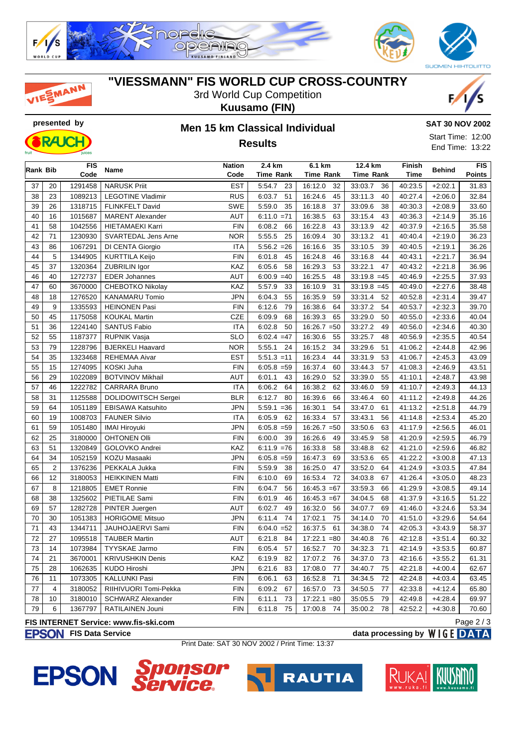# "VIESSMANN" FIS WORLD CUP CROSS-COUNTRY

3rd World Cup Competition

**Kuusamo (FIN)**

presented by

## Men 15 km Classical Individual

### Results

**SAT 30 NOV 2002**

Start Time: 12:00

End Time: 13:22

| Rank | Bib | FIS Code | Name | Nation Code | 2.4 km Time | Rank | 6.1 km Time | Rank | 12.4 km Time | Rank | Finish Time | Behind | FIS Points |
|---|---|---|---|---|---|---|---|---|---|---|---|---|---|
| 37 | 20 | 1291458 | NARUSK Priit | EST | 5:54.7 | 23 | 16:12.0 | 32 | 33:03.7 | 36 | 40:23.5 | +2:02.1 | 31.83 |
| 38 | 23 | 1089213 | LEGOTINE Vladimir | RUS | 6:03.7 | 51 | 16:24.6 | 45 | 33:11.3 | 40 | 40:27.4 | +2:06.0 | 32.84 |
| 39 | 26 | 1318715 | FLINKFELT David | SWE | 5:59.0 | 35 | 16:18.8 | 37 | 33:09.6 | 38 | 40:30.3 | +2:08.9 | 33.60 |
| 40 | 16 | 1015687 | MARENT Alexander | AUT | 6:11.0 | =71 | 16:38.5 | 63 | 33:15.4 | 43 | 40:36.3 | +2:14.9 | 35.16 |
| 41 | 58 | 1042556 | HIETAMAEKI Karri | FIN | 6:08.2 | 66 | 16:22.8 | 43 | 33:13.9 | 42 | 40:37.9 | +2:16.5 | 35.58 |
| 42 | 71 | 1230930 | SVARTEDAL Jens Arne | NOR | 5:55.5 | 25 | 16:09.4 | 30 | 33:13.2 | 41 | 40:40.4 | +2:19.0 | 36.23 |
| 43 | 86 | 1067291 | DI CENTA Giorgio | ITA | 5:56.2 | =26 | 16:16.6 | 35 | 33:10.5 | 39 | 40:40.5 | +2:19.1 | 36.26 |
| 44 | 5 | 1344905 | KURTTILA Keijo | FIN | 6:01.8 | 45 | 16:24.8 | 46 | 33:16.8 | 44 | 40:43.1 | +2:21.7 | 36.94 |
| 45 | 37 | 1320364 | ZUBRILIN Igor | KAZ | 6:05.6 | 58 | 16:29.3 | 53 | 33:22.1 | 47 | 40:43.2 | +2:21.8 | 36.96 |
| 46 | 40 | 1272737 | EDER Johannes | AUT | 6:00.9 | =40 | 16:25.5 | 48 | 33:19.8 | =45 | 40:46.9 | +2:25.5 | 37.93 |
| 47 | 60 | 3670000 | CHEBOTKO Nikolay | KAZ | 5:57.9 | 33 | 16:10.9 | 31 | 33:19.8 | =45 | 40:49.0 | +2:27.6 | 38.48 |
| 48 | 18 | 1276520 | KANAMARU Tomio | JPN | 6:04.3 | 55 | 16:35.9 | 59 | 33:31.4 | 52 | 40:52.8 | +2:31.4 | 39.47 |
| 49 | 9 | 1335593 | HEINONEN Pasi | FIN | 6:12.6 | 79 | 16:38.6 | 64 | 33:37.2 | 54 | 40:53.7 | +2:32.3 | 39.70 |
| 50 | 45 | 1175058 | KOUKAL Martin | CZE | 6:09.9 | 68 | 16:39.3 | 65 | 33:29.0 | 50 | 40:55.0 | +2:33.6 | 40.04 |
| 51 | 36 | 1224140 | SANTUS Fabio | ITA | 6:02.8 | 50 | 16:26.7 | =50 | 33:27.2 | 49 | 40:56.0 | +2:34.6 | 40.30 |
| 52 | 55 | 1187377 | RUPNIK Vasja | SLO | 6:02.4 | =47 | 16:30.6 | 55 | 33:25.7 | 48 | 40:56.9 | +2:35.5 | 40.54 |
| 53 | 79 | 1228796 | BJERKELI Haavard | NOR | 5:55.1 | 24 | 16:15.2 | 34 | 33:29.6 | 51 | 41:06.2 | +2:44.8 | 42.96 |
| 54 | 35 | 1323468 | REHEMAA Aivar | EST | 5:51.3 | =11 | 16:23.4 | 44 | 33:31.9 | 53 | 41:06.7 | +2:45.3 | 43.09 |
| 55 | 15 | 1274095 | KOSKI Juha | FIN | 6:05.8 | =59 | 16:37.4 | 60 | 33:44.3 | 57 | 41:08.3 | +2:46.9 | 43.51 |
| 56 | 29 | 1022089 | BOTVINOV Mikhail | AUT | 6:01.1 | 43 | 16:29.0 | 52 | 33:39.0 | 55 | 41:10.1 | +2:48.7 | 43.98 |
| 57 | 46 | 1222782 | CARRARA Bruno | ITA | 6:06.2 | 64 | 16:38.2 | 62 | 33:46.0 | 59 | 41:10.7 | +2:49.3 | 44.13 |
| 58 | 31 | 1125588 | DOLIDOWITSCH Sergei | BLR | 6:12.7 | 80 | 16:39.6 | 66 | 33:46.4 | 60 | 41:11.2 | +2:49.8 | 44.26 |
| 59 | 64 | 1051189 | EBISAWA Katsuhito | JPN | 5:59.1 | =36 | 16:30.1 | 54 | 33:47.0 | 61 | 41:13.2 | +2:51.8 | 44.79 |
| 60 | 19 | 1008703 | FAUNER Silvio | ITA | 6:05.9 | 62 | 16:33.4 | 57 | 33:43.1 | 56 | 41:14.8 | +2:53.4 | 45.20 |
| 61 | 59 | 1051480 | IMAI Hiroyuki | JPN | 6:05.8 | =59 | 16:26.7 | =50 | 33:50.6 | 63 | 41:17.9 | +2:56.5 | 46.01 |
| 62 | 25 | 3180000 | OHTONEN Olli | FIN | 6:00.0 | 39 | 16:26.6 | 49 | 33:45.9 | 58 | 41:20.9 | +2:59.5 | 46.79 |
| 63 | 51 | 1320849 | GOLOVKO Andrei | KAZ | 6:11.9 | =76 | 16:33.8 | 58 | 33:48.8 | 62 | 41:21.0 | +2:59.6 | 46.82 |
| 64 | 34 | 1052159 | KOZU Masaaki | JPN | 6:05.8 | =59 | 16:47.3 | 69 | 33:53.6 | 65 | 41:22.2 | +3:00.8 | 47.13 |
| 65 | 2 | 1376236 | PEKKALA Jukka | FIN | 5:59.9 | 38 | 16:25.0 | 47 | 33:52.0 | 64 | 41:24.9 | +3:03.5 | 47.84 |
| 66 | 12 | 3180053 | HEIKKINEN Matti | FIN | 6:10.0 | 69 | 16:53.4 | 72 | 34:03.8 | 67 | 41:26.4 | +3:05.0 | 48.23 |
| 67 | 8 | 1218805 | EMET Ronnie | FIN | 6:04.7 | 56 | 16:45.3 | =67 | 33:59.3 | 66 | 41:29.9 | +3:08.5 | 49.14 |
| 68 | 38 | 1325602 | PIETILAE Sami | FIN | 6:01.9 | 46 | 16:45.3 | =67 | 34:04.5 | 68 | 41:37.9 | +3:16.5 | 51.22 |
| 69 | 57 | 1282728 | PINTER Juergen | AUT | 6:02.7 | 49 | 16:32.0 | 56 | 34:07.7 | 69 | 41:46.0 | +3:24.6 | 53.34 |
| 70 | 30 | 1051383 | HORIGOME Mitsuo | JPN | 6:11.4 | 74 | 17:02.1 | 75 | 34:14.0 | 70 | 41:51.0 | +3:29.6 | 54.64 |
| 71 | 43 | 1344711 | JAUHOJAERVI Sami | FIN | 6:04.0 | =52 | 16:37.5 | 61 | 34:38.0 | 74 | 42:05.3 | +3:43.9 | 58.37 |
| 72 | 27 | 1095518 | TAUBER Martin | AUT | 6:21.8 | 84 | 17:22.1 | =80 | 34:40.8 | 76 | 42:12.8 | +3:51.4 | 60.32 |
| 73 | 14 | 1073984 | TYYSKAE Jarmo | FIN | 6:05.4 | 57 | 16:52.7 | 70 | 34:32.3 | 71 | 42:14.9 | +3:53.5 | 60.87 |
| 74 | 21 | 3670001 | KRIVUSHKIN Denis | KAZ | 6:19.9 | 82 | 17:07.2 | 76 | 34:37.0 | 73 | 42:16.6 | +3:55.2 | 61.31 |
| 75 | 28 | 1062635 | KUDO Hiroshi | JPN | 6:21.6 | 83 | 17:08.0 | 77 | 34:40.7 | 75 | 42:21.8 | +4:00.4 | 62.67 |
| 76 | 11 | 1073305 | KALLUNKI Pasi | FIN | 6:06.1 | 63 | 16:52.8 | 71 | 34:34.5 | 72 | 42:24.8 | +4:03.4 | 63.45 |
| 77 | 4 | 3180052 | RIIHIVUORI Tomi-Pekka | FIN | 6:09.2 | 67 | 16:57.0 | 73 | 34:50.5 | 77 | 42:33.8 | +4:12.4 | 65.80 |
| 78 | 10 | 3180010 | SCHWARZ Alexander | FIN | 6:11.1 | 73 | 17:22.1 | =80 | 35:05.5 | 79 | 42:49.8 | +4:28.4 | 69.97 |
| 79 | 6 | 1367797 | RATILAINEN Jouni | FIN | 6:11.8 | 75 | 17:00.8 | 74 | 35:00.2 | 78 | 42:52.2 | +4:30.8 | 70.60 |

**FIS INTERNET Service: www.fis-ski.com**

**FIS Data Service** — **data processing by WIGE DATA**

Print Date: SAT 30 NOV 2002 / Print Time: 13:37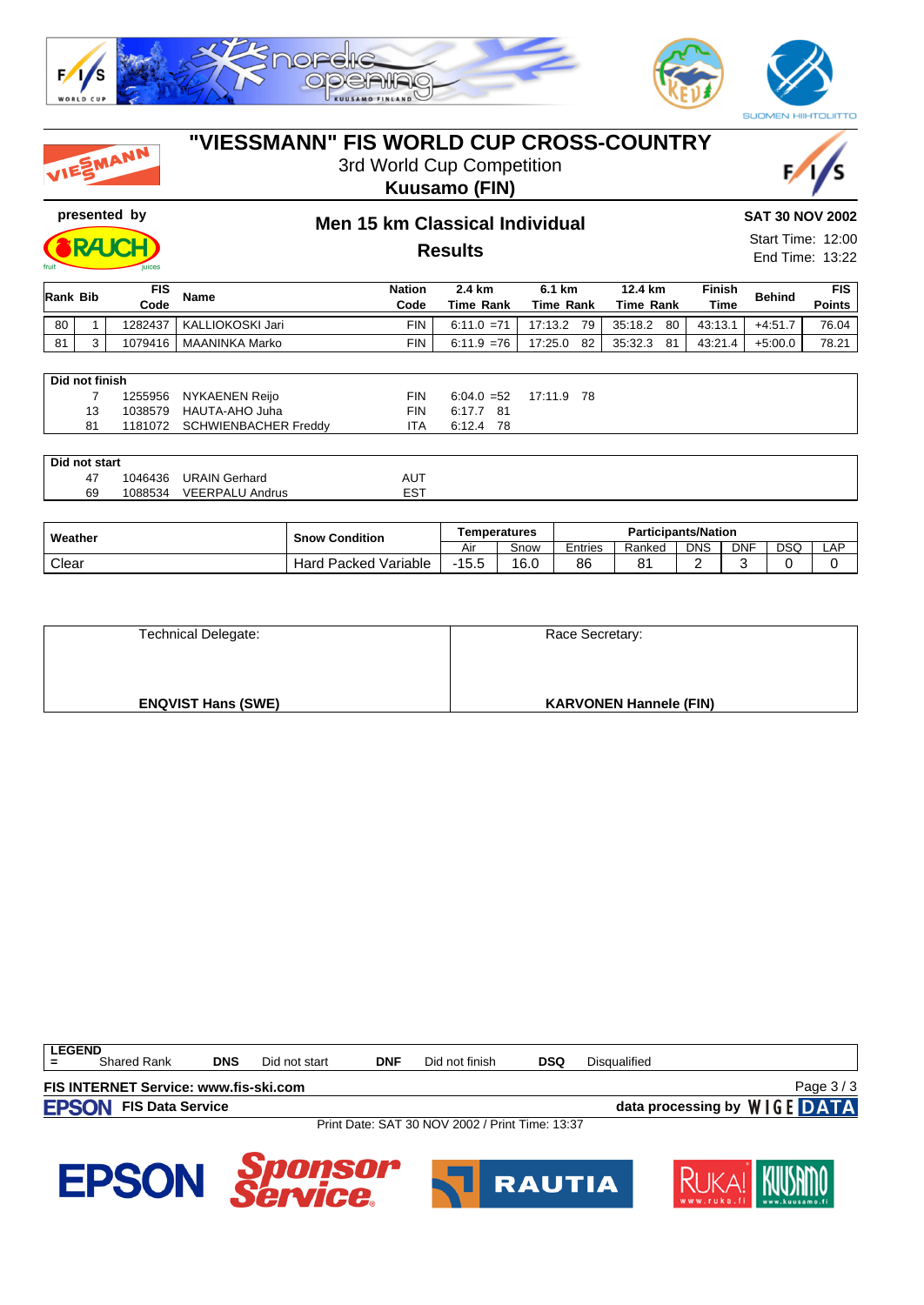# "VIESSMANN" FIS WORLD CUP CROSS-COUNTRY

3rd World Cup Competition

**Kuusamo (FIN)**

**presented by**

## Men 15 km Classical Individual

### Results

**SAT 30 NOV 2002**

Start Time: 12:00

End Time: 13:22

| Rank | Bib | FIS Code | Name | Nation Code | 2.4 km Time Rank | 6.1 km Time Rank | 12.4 km Time Rank | Finish Time | Behind | FIS Points |
|---|---|---|---|---|---|---|---|---|---|---|
| 80 | 1 | 1282437 | KALLIOKOSKI Jari | FIN | 6:11.0 =71 | 17:13.2 79 | 35:18.2 80 | 43:13.1 | +4:51.7 | 76.04 |
| 81 | 3 | 1079416 | MAANINKA Marko | FIN | 6:11.9 =76 | 17:25.0 82 | 35:32.3 81 | 43:21.4 | +5:00.0 | 78.21 |

**Did not finish**

| Bib | FIS Code | Name | Nation Code | 2.4 km Time Rank | 6.1 km Time Rank |
|---|---|---|---|---|---|
| 7 | 1255956 | NYKAENEN Reijo | FIN | 6:04.0 =52 | 17:11.9 78 |
| 13 | 1038579 | HAUTA-AHO Juha | FIN | 6:17.7 81 | |
| 81 | 1181072 | SCHWIENBACHER Freddy | ITA | 6:12.4 78 | |

**Did not start**

| Bib | FIS Code | Name | Nation Code |
|---|---|---|---|
| 47 | 1046436 | URAIN Gerhard | AUT |
| 69 | 1088534 | VEERPALU Andrus | EST |

| Weather | Snow Condition | Temperatures | | Participants/Nation | | | | | |
|---|---|---|---|---|---|---|---|---|---|
| | | Air | Snow | Entries | Ranked | DNS | DNF | DSQ | LAP |
| Clear | Hard Packed Variable | -15.5 | 16.0 | 86 | 81 | 2 | 3 | 0 | 0 |

| Technical Delegate: | Race Secretary: |
|---|---|
| **ENQVIST Hans (SWE)** | **KARVONEN Hannele (FIN)** |

**LEGEND**
= Shared Rank **DNS** Did not start **DNF** Did not finish **DSQ** Disqualified

**FIS INTERNET Service: www.fis-ski.com**

**EPSON FIS Data Service** — **data processing by WIGE DATA**

Print Date: SAT 30 NOV 2002 / Print Time: 13:37